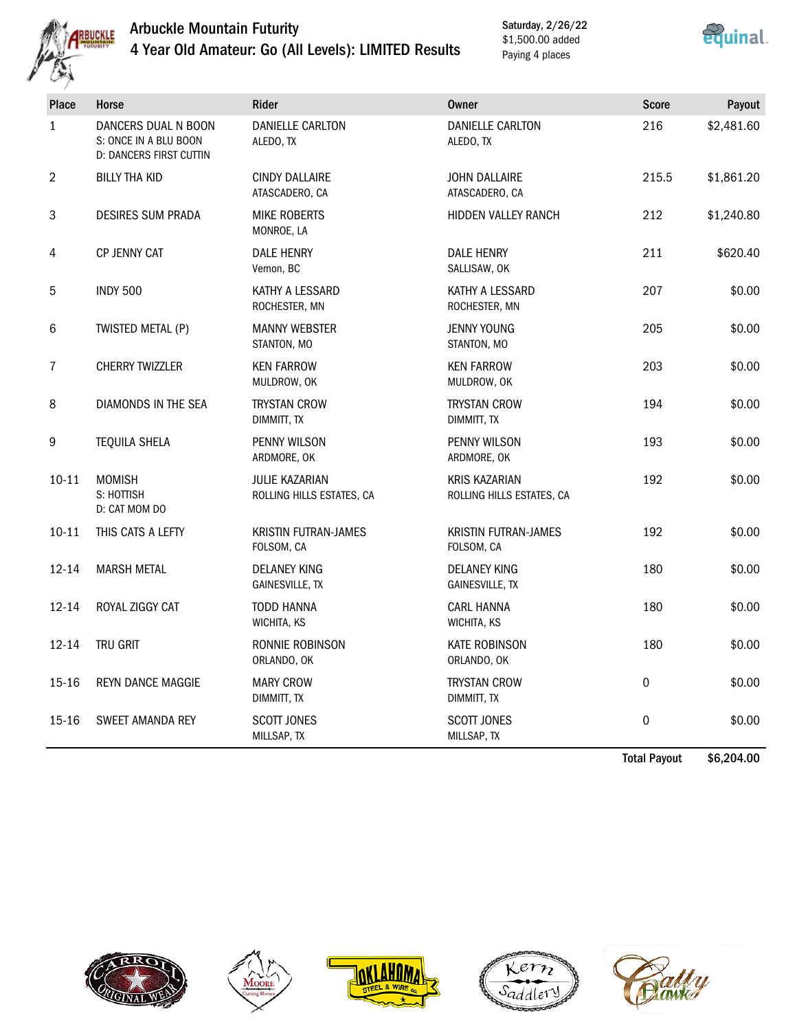# Arbuckle Mountain Futurity

## 4 Year Old Amateur: Go (All Levels): LIMITED Results

Saturday, 2/26/22
$1,500.00 added
Paying 4 places

| Place | Horse | Rider | Owner | Score | Payout |
|---|---|---|---|---|---|
| 1 | DANCERS DUAL N BOON<br>S: ONCE IN A BLU BOON<br>D: DANCERS FIRST CUTTIN | DANIELLE CARLTON<br>ALEDO, TX | DANIELLE CARLTON<br>ALEDO, TX | 216 | $2,481.60 |
| 2 | BILLY THA KID | CINDY DALLAIRE<br>ATASCADERO, CA | JOHN DALLAIRE<br>ATASCADERO, CA | 215.5 | $1,861.20 |
| 3 | DESIRES SUM PRADA | MIKE ROBERTS<br>MONROE, LA | HIDDEN VALLEY RANCH | 212 | $1,240.80 |
| 4 | CP JENNY CAT | DALE HENRY<br>Vernon, BC | DALE HENRY<br>SALLISAW, OK | 211 | $620.40 |
| 5 | INDY 500 | KATHY A LESSARD<br>ROCHESTER, MN | KATHY A LESSARD<br>ROCHESTER, MN | 207 | $0.00 |
| 6 | TWISTED METAL (P) | MANNY WEBSTER<br>STANTON, MO | JENNY YOUNG<br>STANTON, MO | 205 | $0.00 |
| 7 | CHERRY TWIZZLER | KEN FARROW<br>MULDROW, OK | KEN FARROW<br>MULDROW, OK | 203 | $0.00 |
| 8 | DIAMONDS IN THE SEA | TRYSTAN CROW<br>DIMMITT, TX | TRYSTAN CROW<br>DIMMITT, TX | 194 | $0.00 |
| 9 | TEQUILA SHELA | PENNY WILSON<br>ARDMORE, OK | PENNY WILSON<br>ARDMORE, OK | 193 | $0.00 |
| 10-11 | MOMISH<br>S: HOTTISH<br>D: CAT MOM DO | JULIE KAZARIAN<br>ROLLING HILLS ESTATES, CA | KRIS KAZARIAN<br>ROLLING HILLS ESTATES, CA | 192 | $0.00 |
| 10-11 | THIS CATS A LEFTY | KRISTIN FUTRAN-JAMES<br>FOLSOM, CA | KRISTIN FUTRAN-JAMES<br>FOLSOM, CA | 192 | $0.00 |
| 12-14 | MARSH METAL | DELANEY KING<br>GAINESVILLE, TX | DELANEY KING<br>GAINESVILLE, TX | 180 | $0.00 |
| 12-14 | ROYAL ZIGGY CAT | TODD HANNA<br>WICHITA, KS | CARL HANNA<br>WICHITA, KS | 180 | $0.00 |
| 12-14 | TRU GRIT | RONNIE ROBINSON<br>ORLANDO, OK | KATE ROBINSON<br>ORLANDO, OK | 180 | $0.00 |
| 15-16 | REYN DANCE MAGGIE | MARY CROW<br>DIMMITT, TX | TRYSTAN CROW<br>DIMMITT, TX | 0 | $0.00 |
| 15-16 | SWEET AMANDA REY | SCOTT JONES<br>MILLSAP, TX | SCOTT JONES<br>MILLSAP, TX | 0 | $0.00 |
| | | | | **Total Payout** | **$6,204.00** |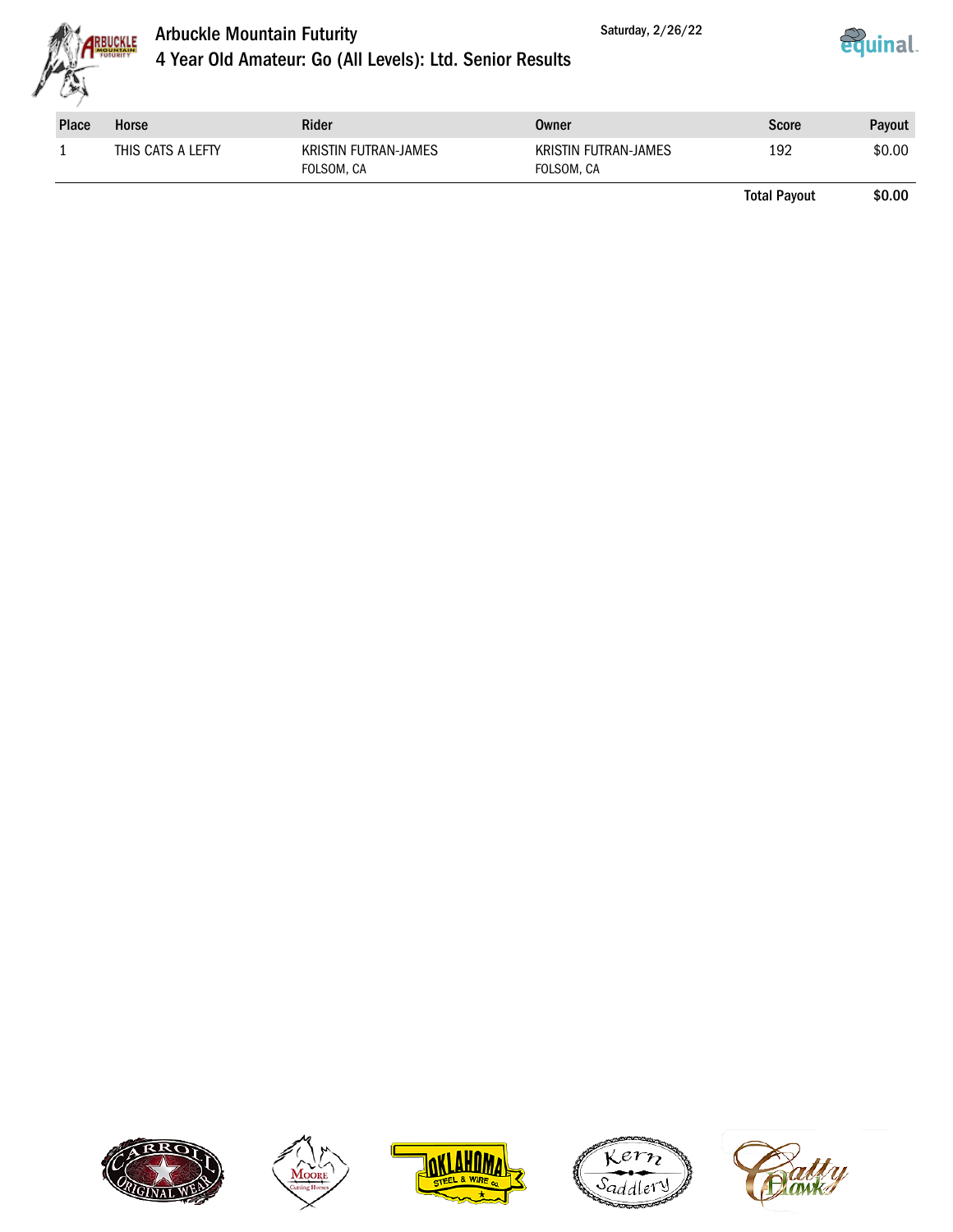# Arbuckle Mountain Futurity

## 4 Year Old Amateur: Go (All Levels): Ltd. Senior Results

Saturday, 2/26/22

| Place | Horse | Rider | Owner | Score | Payout |
|---|---|---|---|---|---|
| 1 | THIS CATS A LEFTY | KRISTIN FUTRAN-JAMES<br>FOLSOM, CA | KRISTIN FUTRAN-JAMES<br>FOLSOM, CA | 192 | $0.00 |
| | | | | **Total Payout** | **$0.00** |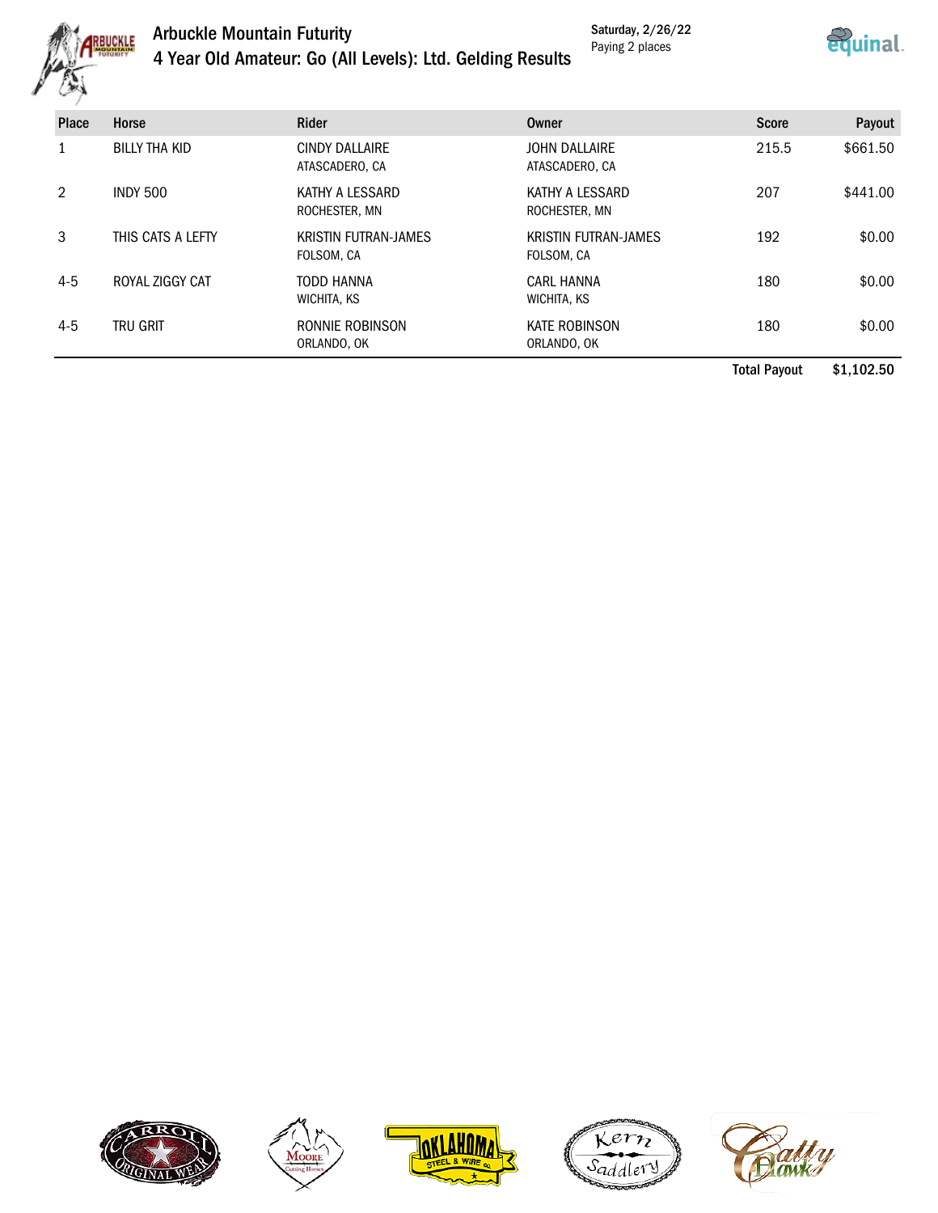# Arbuckle Mountain Futurity

## 4 Year Old Amateur: Go (All Levels): Ltd. Gelding Results

Saturday, 2/26/22
Paying 2 places

| Place | Horse | Rider | Owner | Score | Payout |
|---|---|---|---|---|---|
| 1 | BILLY THA KID | CINDY DALLAIRE<br>ATASCADERO, CA | JOHN DALLAIRE<br>ATASCADERO, CA | 215.5 | $661.50 |
| 2 | INDY 500 | KATHY A LESSARD<br>ROCHESTER, MN | KATHY A LESSARD<br>ROCHESTER, MN | 207 | $441.00 |
| 3 | THIS CATS A LEFTY | KRISTIN FUTRAN-JAMES<br>FOLSOM, CA | KRISTIN FUTRAN-JAMES<br>FOLSOM, CA | 192 | $0.00 |
| 4-5 | ROYAL ZIGGY CAT | TODD HANNA<br>WICHITA, KS | CARL HANNA<br>WICHITA, KS | 180 | $0.00 |
| 4-5 | TRU GRIT | RONNIE ROBINSON<br>ORLANDO, OK | KATE ROBINSON<br>ORLANDO, OK | 180 | $0.00 |
| | | | | **Total Payout** | **$1,102.50** |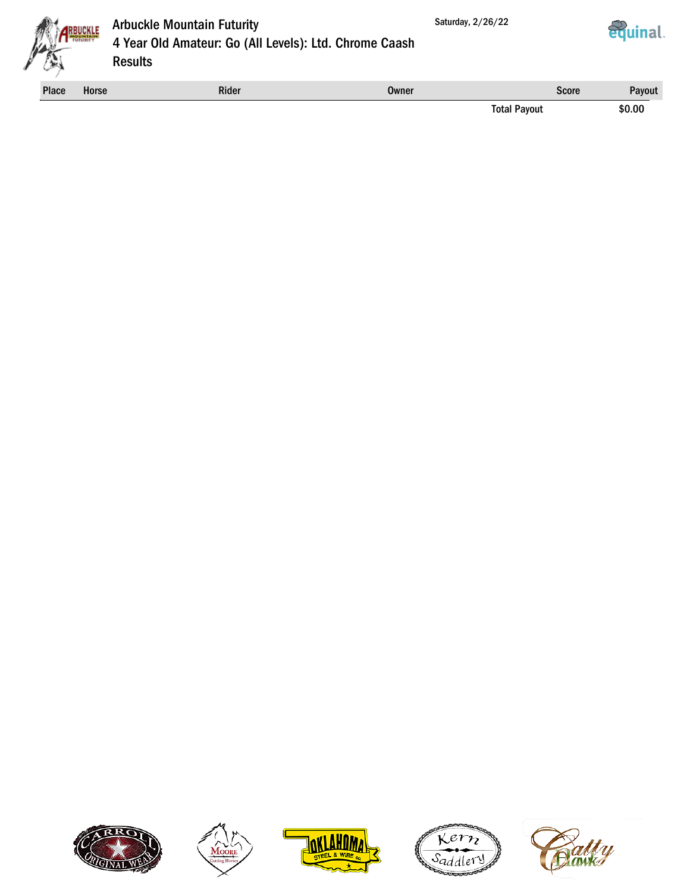# Arbuckle Mountain Futurity

## 4 Year Old Amateur: Go (All Levels): Ltd. Chrome Caash

### Results

Saturday, 2/26/22

| Place | Horse | Rider | Owner | Score | Payout |
|---|---|---|---|---|---|
| | | | | Total Payout | $0.00 |